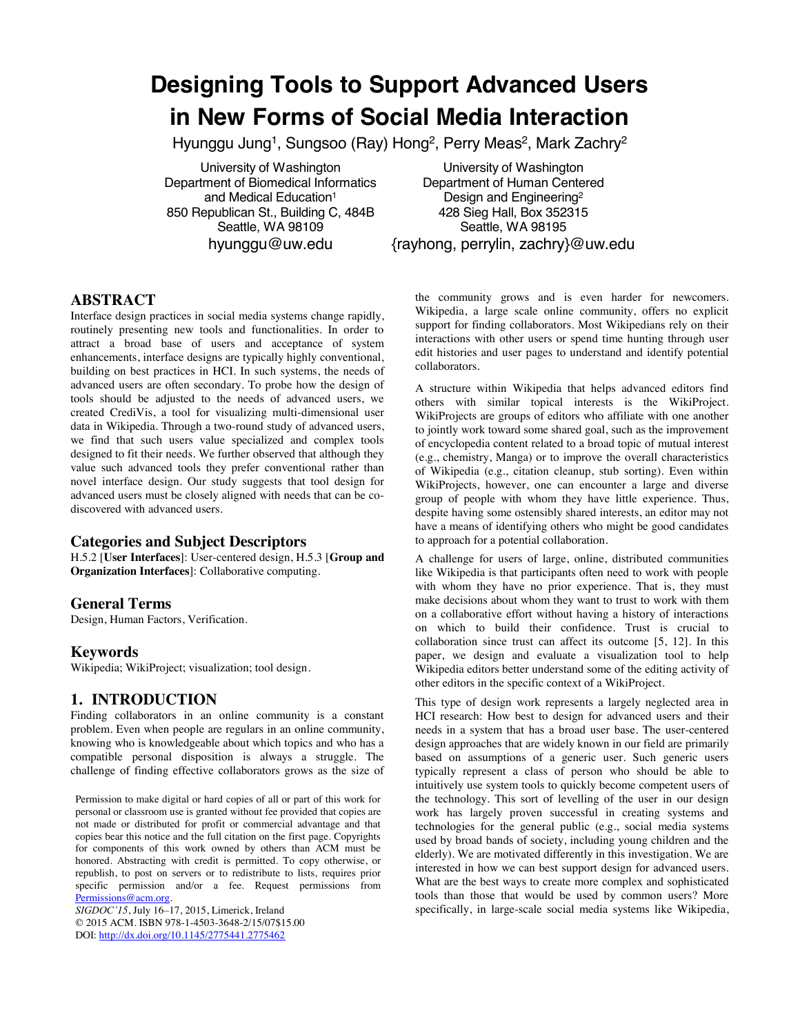# Designing Tools to Support Advanced Users in New Forms of Social Media Interaction

Hyunggu Jung[1], Sungsoo (Ray) Hong[2], Perry Meas[2], Mark Zachry[2]

University of Washington
Department of Biomedical Informatics and Medical Education[1]
850 Republican St., Building C, 484B
Seattle, WA 98109
hyunggu@uw.edu

University of Washington
Department of Human Centered Design and Engineering[2]
428 Sieg Hall, Box 352315
Seattle, WA 98195
{rayhong, perrylin, zachry}@uw.edu

## ABSTRACT

Interface design practices in social media systems change rapidly, routinely presenting new tools and functionalities. In order to attract a broad base of users and acceptance of system enhancements, interface designs are typically highly conventional, building on best practices in HCI. In such systems, the needs of advanced users are often secondary. To probe how the design of tools should be adjusted to the needs of advanced users, we created CrediVis, a tool for visualizing multi-dimensional user data in Wikipedia. Through a two-round study of advanced users, we find that such users value specialized and complex tools designed to fit their needs. We further observed that although they value such advanced tools they prefer conventional rather than novel interface design. Our study suggests that tool design for advanced users must be closely aligned with needs that can be co-discovered with advanced users.

## Categories and Subject Descriptors

H.5.2 [**User Interfaces**]: User-centered design, H.5.3 [**Group and Organization Interfaces**]: Collaborative computing.

## General Terms

Design, Human Factors, Verification.

## Keywords

Wikipedia; WikiProject; visualization; tool design.

## 1. INTRODUCTION

Finding collaborators in an online community is a constant problem. Even when people are regulars in an online community, knowing who is knowledgeable about which topics and who has a compatible personal disposition is always a struggle. The challenge of finding effective collaborators grows as the size of the community grows and is even harder for newcomers. Wikipedia, a large scale online community, offers no explicit support for finding collaborators. Most Wikipedians rely on their interactions with other users or spend time hunting through user edit histories and user pages to understand and identify potential collaborators.

A structure within Wikipedia that helps advanced editors find others with similar topical interests is the WikiProject. WikiProjects are groups of editors who affiliate with one another to jointly work toward some shared goal, such as the improvement of encyclopedia content related to a broad topic of mutual interest (e.g., chemistry, Manga) or to improve the overall characteristics of Wikipedia (e.g., citation cleanup, stub sorting). Even within WikiProjects, however, one can encounter a large and diverse group of people with whom they have little experience. Thus, despite having some ostensibly shared interests, an editor may not have a means of identifying others who might be good candidates to approach for a potential collaboration.

A challenge for users of large, online, distributed communities like Wikipedia is that participants often need to work with people with whom they have no prior experience. That is, they must make decisions about whom they want to trust to work with them on a collaborative effort without having a history of interactions on which to build their confidence. Trust is crucial to collaboration since trust can affect its outcome [5, 12]. In this paper, we design and evaluate a visualization tool to help Wikipedia editors better understand some of the editing activity of other editors in the specific context of a WikiProject.

This type of design work represents a largely neglected area in HCI research: How best to design for advanced users and their needs in a system that has a broad user base. The user-centered design approaches that are widely known in our field are primarily based on assumptions of a generic user. Such generic users typically represent a class of person who should be able to intuitively use system tools to quickly become competent users of the technology. This sort of levelling of the user in our design work has largely proven successful in creating systems and technologies for the general public (e.g., social media systems used by broad bands of society, including young children and the elderly). We are motivated differently in this investigation. We are interested in how we can best support design for advanced users. What are the best ways to create more complex and sophisticated tools than those that would be used by common users? More specifically, in large-scale social media systems like Wikipedia,

Permission to make digital or hard copies of all or part of this work for personal or classroom use is granted without fee provided that copies are not made or distributed for profit or commercial advantage and that copies bear this notice and the full citation on the first page. Copyrights for components of this work owned by others than ACM must be honored. Abstracting with credit is permitted. To copy otherwise, or republish, to post on servers or to redistribute to lists, requires prior specific permission and/or a fee. Request permissions from Permissions@acm.org.
*SIGDOC'15*, July 16–17, 2015, Limerick, Ireland
© 2015 ACM. ISBN 978-1-4503-3648-2/15/07$15.00
DOI: http://dx.doi.org/10.1145/2775441.2775462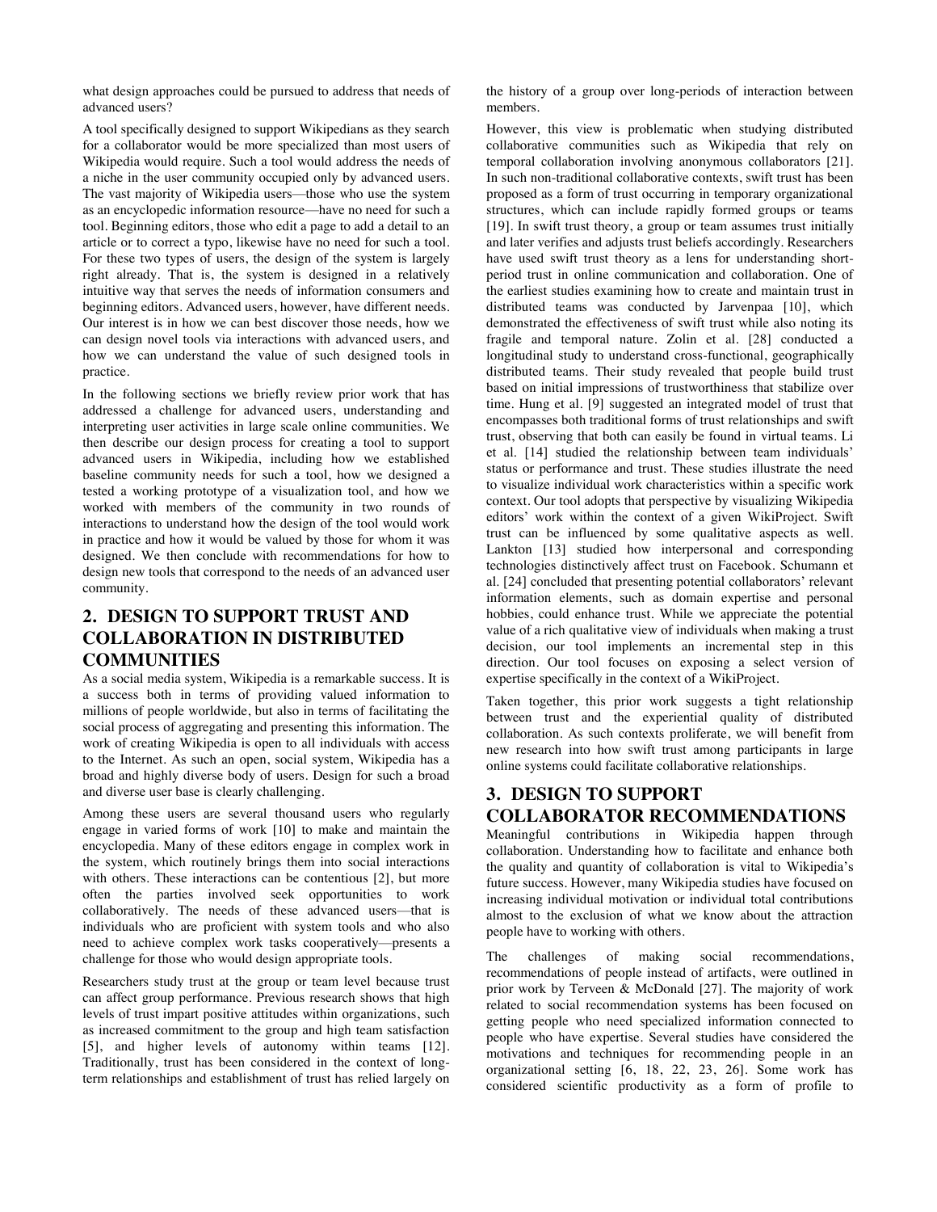what design approaches could be pursued to address that needs of advanced users?

A tool specifically designed to support Wikipedians as they search for a collaborator would be more specialized than most users of Wikipedia would require. Such a tool would address the needs of a niche in the user community occupied only by advanced users. The vast majority of Wikipedia users—those who use the system as an encyclopedic information resource—have no need for such a tool. Beginning editors, those who edit a page to add a detail to an article or to correct a typo, likewise have no need for such a tool. For these two types of users, the design of the system is largely right already. That is, the system is designed in a relatively intuitive way that serves the needs of information consumers and beginning editors. Advanced users, however, have different needs. Our interest is in how we can best discover those needs, how we can design novel tools via interactions with advanced users, and how we can understand the value of such designed tools in practice.

In the following sections we briefly review prior work that has addressed a challenge for advanced users, understanding and interpreting user activities in large scale online communities. We then describe our design process for creating a tool to support advanced users in Wikipedia, including how we established baseline community needs for such a tool, how we designed a tested a working prototype of a visualization tool, and how we worked with members of the community in two rounds of interactions to understand how the design of the tool would work in practice and how it would be valued by those for whom it was designed. We then conclude with recommendations for how to design new tools that correspond to the needs of an advanced user community.

## 2. DESIGN TO SUPPORT TRUST AND COLLABORATION IN DISTRIBUTED COMMUNITIES

As a social media system, Wikipedia is a remarkable success. It is a success both in terms of providing valued information to millions of people worldwide, but also in terms of facilitating the social process of aggregating and presenting this information. The work of creating Wikipedia is open to all individuals with access to the Internet. As such an open, social system, Wikipedia has a broad and highly diverse body of users. Design for such a broad and diverse user base is clearly challenging.

Among these users are several thousand users who regularly engage in varied forms of work [10] to make and maintain the encyclopedia. Many of these editors engage in complex work in the system, which routinely brings them into social interactions with others. These interactions can be contentious [2], but more often the parties involved seek opportunities to work collaboratively. The needs of these advanced users—that is individuals who are proficient with system tools and who also need to achieve complex work tasks cooperatively—presents a challenge for those who would design appropriate tools.

Researchers study trust at the group or team level because trust can affect group performance. Previous research shows that high levels of trust impart positive attitudes within organizations, such as increased commitment to the group and high team satisfaction [5], and higher levels of autonomy within teams [12]. Traditionally, trust has been considered in the context of long-term relationships and establishment of trust has relied largely on the history of a group over long-periods of interaction between members.

However, this view is problematic when studying distributed collaborative communities such as Wikipedia that rely on temporal collaboration involving anonymous collaborators [21]. In such non-traditional collaborative contexts, swift trust has been proposed as a form of trust occurring in temporary organizational structures, which can include rapidly formed groups or teams [19]. In swift trust theory, a group or team assumes trust initially and later verifies and adjusts trust beliefs accordingly. Researchers have used swift trust theory as a lens for understanding short-period trust in online communication and collaboration. One of the earliest studies examining how to create and maintain trust in distributed teams was conducted by Jarvenpaa [10], which demonstrated the effectiveness of swift trust while also noting its fragile and temporal nature. Zolin et al. [28] conducted a longitudinal study to understand cross-functional, geographically distributed teams. Their study revealed that people build trust based on initial impressions of trustworthiness that stabilize over time. Hung et al. [9] suggested an integrated model of trust that encompasses both traditional forms of trust relationships and swift trust, observing that both can easily be found in virtual teams. Li et al. [14] studied the relationship between team individuals' status or performance and trust. These studies illustrate the need to visualize individual work characteristics within a specific work context. Our tool adopts that perspective by visualizing Wikipedia editors' work within the context of a given WikiProject. Swift trust can be influenced by some qualitative aspects as well. Lankton [13] studied how interpersonal and corresponding technologies distinctively affect trust on Facebook. Schumann et al. [24] concluded that presenting potential collaborators' relevant information elements, such as domain expertise and personal hobbies, could enhance trust. While we appreciate the potential value of a rich qualitative view of individuals when making a trust decision, our tool implements an incremental step in this direction. Our tool focuses on exposing a select version of expertise specifically in the context of a WikiProject.

Taken together, this prior work suggests a tight relationship between trust and the experiential quality of distributed collaboration. As such contexts proliferate, we will benefit from new research into how swift trust among participants in large online systems could facilitate collaborative relationships.

## 3. DESIGN TO SUPPORT COLLABORATOR RECOMMENDATIONS

Meaningful contributions in Wikipedia happen through collaboration. Understanding how to facilitate and enhance both the quality and quantity of collaboration is vital to Wikipedia's future success. However, many Wikipedia studies have focused on increasing individual motivation or individual total contributions almost to the exclusion of what we know about the attraction people have to working with others.

The challenges of making social recommendations, recommendations of people instead of artifacts, were outlined in prior work by Terveen & McDonald [27]. The majority of work related to social recommendation systems has been focused on getting people who need specialized information connected to people who have expertise. Several studies have considered the motivations and techniques for recommending people in an organizational setting [6, 18, 22, 23, 26]. Some work has considered scientific productivity as a form of profile to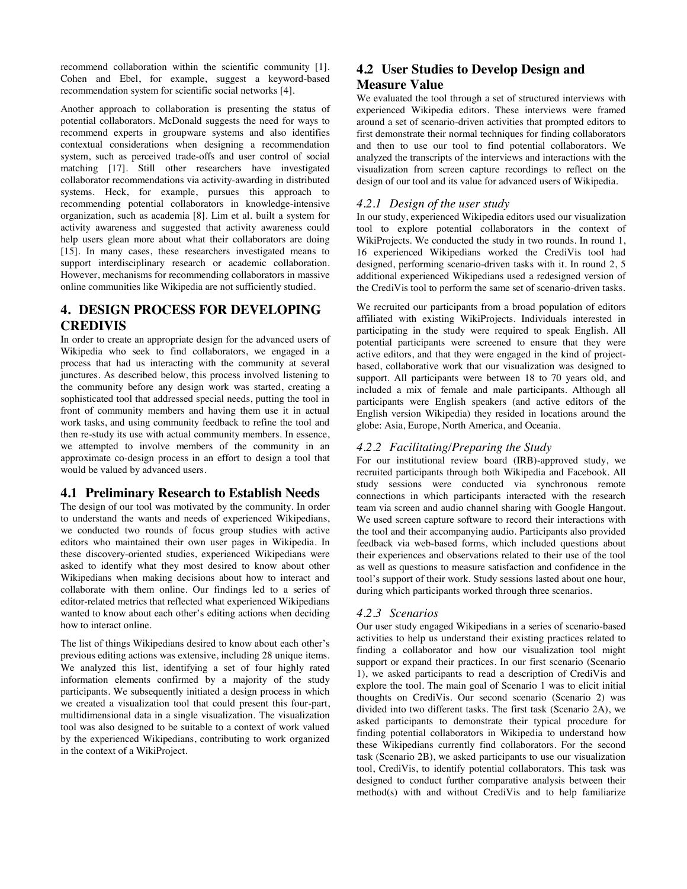recommend collaboration within the scientific community [1]. Cohen and Ebel, for example, suggest a keyword-based recommendation system for scientific social networks [4].

Another approach to collaboration is presenting the status of potential collaborators. McDonald suggests the need for ways to recommend experts in groupware systems and also identifies contextual considerations when designing a recommendation system, such as perceived trade-offs and user control of social matching [17]. Still other researchers have investigated collaborator recommendations via activity-awarding in distributed systems. Heck, for example, pursues this approach to recommending potential collaborators in knowledge-intensive organization, such as academia [8]. Lim et al. built a system for activity awareness and suggested that activity awareness could help users glean more about what their collaborators are doing [15]. In many cases, these researchers investigated means to support interdisciplinary research or academic collaboration. However, mechanisms for recommending collaborators in massive online communities like Wikipedia are not sufficiently studied.

## 4. DESIGN PROCESS FOR DEVELOPING CREDIVIS

In order to create an appropriate design for the advanced users of Wikipedia who seek to find collaborators, we engaged in a process that had us interacting with the community at several junctures. As described below, this process involved listening to the community before any design work was started, creating a sophisticated tool that addressed special needs, putting the tool in front of community members and having them use it in actual work tasks, and using community feedback to refine the tool and then re-study its use with actual community members. In essence, we attempted to involve members of the community in an approximate co-design process in an effort to design a tool that would be valued by advanced users.

### 4.1 Preliminary Research to Establish Needs

The design of our tool was motivated by the community. In order to understand the wants and needs of experienced Wikipedians, we conducted two rounds of focus group studies with active editors who maintained their own user pages in Wikipedia. In these discovery-oriented studies, experienced Wikipedians were asked to identify what they most desired to know about other Wikipedians when making decisions about how to interact and collaborate with them online. Our findings led to a series of editor-related metrics that reflected what experienced Wikipedians wanted to know about each other's editing actions when deciding how to interact online.

The list of things Wikipedians desired to know about each other's previous editing actions was extensive, including 28 unique items. We analyzed this list, identifying a set of four highly rated information elements confirmed by a majority of the study participants. We subsequently initiated a design process in which we created a visualization tool that could present this four-part, multidimensional data in a single visualization. The visualization tool was also designed to be suitable to a context of work valued by the experienced Wikipedians, contributing to work organized in the context of a WikiProject.

### 4.2 User Studies to Develop Design and Measure Value

We evaluated the tool through a set of structured interviews with experienced Wikipedia editors. These interviews were framed around a set of scenario-driven activities that prompted editors to first demonstrate their normal techniques for finding collaborators and then to use our tool to find potential collaborators. We analyzed the transcripts of the interviews and interactions with the visualization from screen capture recordings to reflect on the design of our tool and its value for advanced users of Wikipedia.

#### *4.2.1 Design of the user study*

In our study, experienced Wikipedia editors used our visualization tool to explore potential collaborators in the context of WikiProjects. We conducted the study in two rounds. In round 1, 16 experienced Wikipedians worked the CrediVis tool had designed, performing scenario-driven tasks with it. In round 2, 5 additional experienced Wikipedians used a redesigned version of the CrediVis tool to perform the same set of scenario-driven tasks.

We recruited our participants from a broad population of editors affiliated with existing WikiProjects. Individuals interested in participating in the study were required to speak English. All potential participants were screened to ensure that they were active editors, and that they were engaged in the kind of project-based, collaborative work that our visualization was designed to support. All participants were between 18 to 70 years old, and included a mix of female and male participants. Although all participants were English speakers (and active editors of the English version Wikipedia) they resided in locations around the globe: Asia, Europe, North America, and Oceania.

#### *4.2.2 Facilitating/Preparing the Study*

For our institutional review board (IRB)-approved study, we recruited participants through both Wikipedia and Facebook. All study sessions were conducted via synchronous remote connections in which participants interacted with the research team via screen and audio channel sharing with Google Hangout. We used screen capture software to record their interactions with the tool and their accompanying audio. Participants also provided feedback via web-based forms, which included questions about their experiences and observations related to their use of the tool as well as questions to measure satisfaction and confidence in the tool's support of their work. Study sessions lasted about one hour, during which participants worked through three scenarios.

#### *4.2.3 Scenarios*

Our user study engaged Wikipedians in a series of scenario-based activities to help us understand their existing practices related to finding a collaborator and how our visualization tool might support or expand their practices. In our first scenario (Scenario 1), we asked participants to read a description of CrediVis and explore the tool. The main goal of Scenario 1 was to elicit initial thoughts on CrediVis. Our second scenario (Scenario 2) was divided into two different tasks. The first task (Scenario 2A), we asked participants to demonstrate their typical procedure for finding potential collaborators in Wikipedia to understand how these Wikipedians currently find collaborators. For the second task (Scenario 2B), we asked participants to use our visualization tool, CrediVis, to identify potential collaborators. This task was designed to conduct further comparative analysis between their method(s) with and without CrediVis and to help familiarize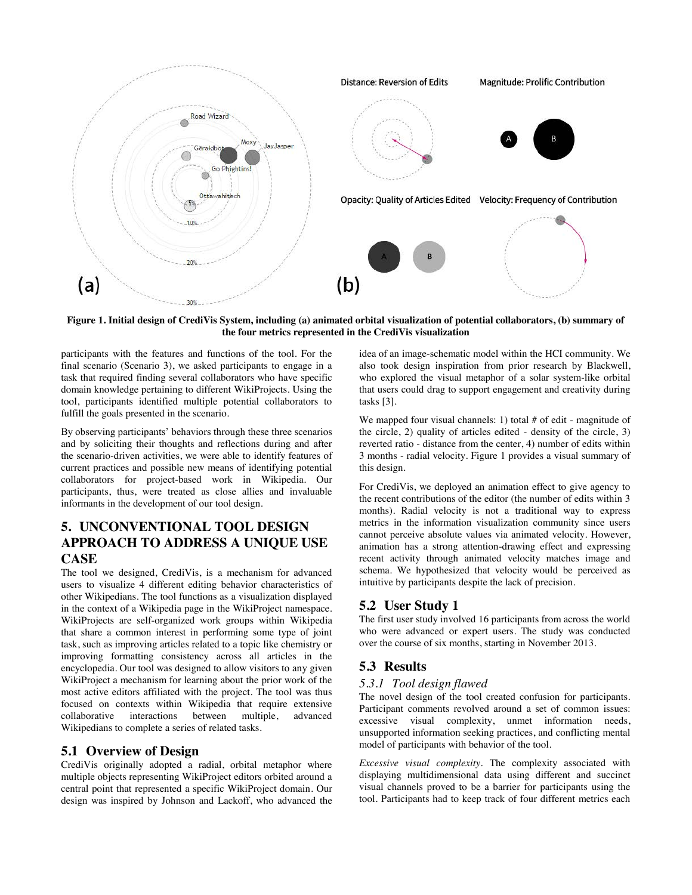**Figure 1. Initial design of CrediVis System, including (a) animated orbital visualization of potential collaborators, (b) summary of the four metrics represented in the CrediVis visualization**

participants with the features and functions of the tool. For the final scenario (Scenario 3), we asked participants to engage in a task that required finding several collaborators who have specific domain knowledge pertaining to different WikiProjects. Using the tool, participants identified multiple potential collaborators to fulfill the goals presented in the scenario.

By observing participants' behaviors through these three scenarios and by soliciting their thoughts and reflections during and after the scenario-driven activities, we were able to identify features of current practices and possible new means of identifying potential collaborators for project-based work in Wikipedia. Our participants, thus, were treated as close allies and invaluable informants in the development of our tool design.

## 5. UNCONVENTIONAL TOOL DESIGN APPROACH TO ADDRESS A UNIQUE USE CASE

The tool we designed, CrediVis, is a mechanism for advanced users to visualize 4 different editing behavior characteristics of other Wikipedians. The tool functions as a visualization displayed in the context of a Wikipedia page in the WikiProject namespace. WikiProjects are self-organized work groups within Wikipedia that share a common interest in performing some type of joint task, such as improving articles related to a topic like chemistry or improving formatting consistency across all articles in the encyclopedia. Our tool was designed to allow visitors to any given WikiProject a mechanism for learning about the prior work of the most active editors affiliated with the project. The tool was thus focused on contexts within Wikipedia that require extensive collaborative interactions between multiple, advanced Wikipedians to complete a series of related tasks.

### 5.1 Overview of Design

CrediVis originally adopted a radial, orbital metaphor where multiple objects representing WikiProject editors orbited around a central point that represented a specific WikiProject domain. Our design was inspired by Johnson and Lackoff, who advanced the idea of an image-schematic model within the HCI community. We also took design inspiration from prior research by Blackwell, who explored the visual metaphor of a solar system-like orbital that users could drag to support engagement and creativity during tasks [3].

We mapped four visual channels: 1) total # of edit - magnitude of the circle, 2) quality of articles edited - density of the circle, 3) reverted ratio - distance from the center, 4) number of edits within 3 months - radial velocity. Figure 1 provides a visual summary of this design.

For CrediVis, we deployed an animation effect to give agency to the recent contributions of the editor (the number of edits within 3 months). Radial velocity is not a traditional way to express metrics in the information visualization community since users cannot perceive absolute values via animated velocity. However, animation has a strong attention-drawing effect and expressing recent activity through animated velocity matches image and schema. We hypothesized that velocity would be perceived as intuitive by participants despite the lack of precision.

### 5.2 User Study 1

The first user study involved 16 participants from across the world who were advanced or expert users. The study was conducted over the course of six months, starting in November 2013.

### 5.3 Results

#### *5.3.1 Tool design flawed*

The novel design of the tool created confusion for participants. Participant comments revolved around a set of common issues: excessive visual complexity, unmet information needs, unsupported information seeking practices, and conflicting mental model of participants with behavior of the tool.

*Excessive visual complexity*. The complexity associated with displaying multidimensional data using different and succinct visual channels proved to be a barrier for participants using the tool. Participants had to keep track of four different metrics each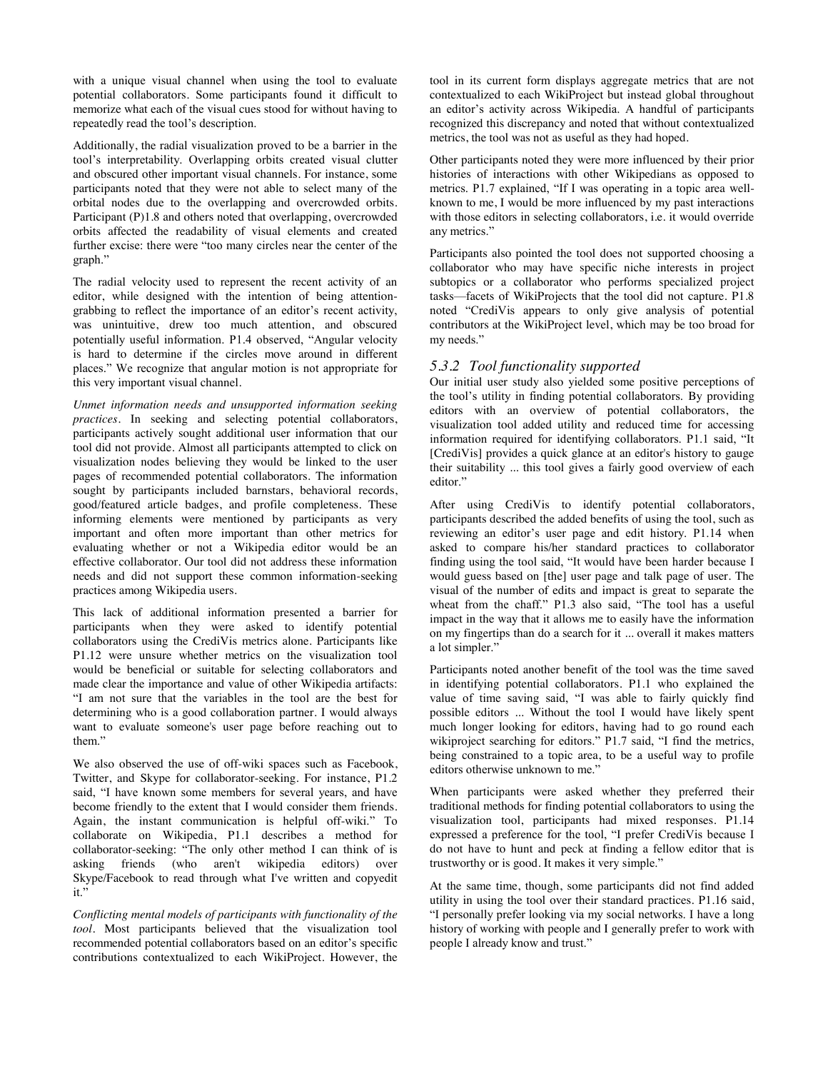with a unique visual channel when using the tool to evaluate potential collaborators. Some participants found it difficult to memorize what each of the visual cues stood for without having to repeatedly read the tool's description.

Additionally, the radial visualization proved to be a barrier in the tool's interpretability. Overlapping orbits created visual clutter and obscured other important visual channels. For instance, some participants noted that they were not able to select many of the orbital nodes due to the overlapping and overcrowded orbits. Participant (P)1.8 and others noted that overlapping, overcrowded orbits affected the readability of visual elements and created further excise: there were "too many circles near the center of the graph."

The radial velocity used to represent the recent activity of an editor, while designed with the intention of being attention-grabbing to reflect the importance of an editor's recent activity, was unintuitive, drew too much attention, and obscured potentially useful information. P1.4 observed, "Angular velocity is hard to determine if the circles move around in different places." We recognize that angular motion is not appropriate for this very important visual channel.

*Unmet information needs and unsupported information seeking practices*. In seeking and selecting potential collaborators, participants actively sought additional user information that our tool did not provide. Almost all participants attempted to click on visualization nodes believing they would be linked to the user pages of recommended potential collaborators. The information sought by participants included barnstars, behavioral records, good/featured article badges, and profile completeness. These informing elements were mentioned by participants as very important and often more important than other metrics for evaluating whether or not a Wikipedia editor would be an effective collaborator. Our tool did not address these information needs and did not support these common information-seeking practices among Wikipedia users.

This lack of additional information presented a barrier for participants when they were asked to identify potential collaborators using the CrediVis metrics alone. Participants like P1.12 were unsure whether metrics on the visualization tool would be beneficial or suitable for selecting collaborators and made clear the importance and value of other Wikipedia artifacts: "I am not sure that the variables in the tool are the best for determining who is a good collaboration partner. I would always want to evaluate someone's user page before reaching out to them."

We also observed the use of off-wiki spaces such as Facebook, Twitter, and Skype for collaborator-seeking. For instance, P1.2 said, "I have known some members for several years, and have become friendly to the extent that I would consider them friends. Again, the instant communication is helpful off-wiki." To collaborate on Wikipedia, P1.1 describes a method for collaborator-seeking: "The only other method I can think of is asking friends (who aren't wikipedia editors) over Skype/Facebook to read through what I've written and copyedit it."

*Conflicting mental models of participants with functionality of the tool*. Most participants believed that the visualization tool recommended potential collaborators based on an editor's specific contributions contextualized to each WikiProject. However, the tool in its current form displays aggregate metrics that are not contextualized to each WikiProject but instead global throughout an editor's activity across Wikipedia. A handful of participants recognized this discrepancy and noted that without contextualized metrics, the tool was not as useful as they had hoped.

Other participants noted they were more influenced by their prior histories of interactions with other Wikipedians as opposed to metrics. P1.7 explained, "If I was operating in a topic area well-known to me, I would be more influenced by my past interactions with those editors in selecting collaborators, i.e. it would override any metrics."

Participants also pointed the tool does not supported choosing a collaborator who may have specific niche interests in project subtopics or a collaborator who performs specialized project tasks—facets of WikiProjects that the tool did not capture. P1.8 noted "CrediVis appears to only give analysis of potential contributors at the WikiProject level, which may be too broad for my needs."

### *5.3.2 Tool functionality supported*

Our initial user study also yielded some positive perceptions of the tool's utility in finding potential collaborators. By providing editors with an overview of potential collaborators, the visualization tool added utility and reduced time for accessing information required for identifying collaborators. P1.1 said, "It [CrediVis] provides a quick glance at an editor's history to gauge their suitability ... this tool gives a fairly good overview of each editor."

After using CrediVis to identify potential collaborators, participants described the added benefits of using the tool, such as reviewing an editor's user page and edit history. P1.14 when asked to compare his/her standard practices to collaborator finding using the tool said, "It would have been harder because I would guess based on [the] user page and talk page of user. The visual of the number of edits and impact is great to separate the wheat from the chaff." P1.3 also said, "The tool has a useful impact in the way that it allows me to easily have the information on my fingertips than do a search for it ... overall it makes matters a lot simpler."

Participants noted another benefit of the tool was the time saved in identifying potential collaborators. P1.1 who explained the value of time saving said, "I was able to fairly quickly find possible editors ... Without the tool I would have likely spent much longer looking for editors, having had to go round each wikiproject searching for editors." P1.7 said, "I find the metrics, being constrained to a topic area, to be a useful way to profile editors otherwise unknown to me."

When participants were asked whether they preferred their traditional methods for finding potential collaborators to using the visualization tool, participants had mixed responses. P1.14 expressed a preference for the tool, "I prefer CrediVis because I do not have to hunt and peck at finding a fellow editor that is trustworthy or is good. It makes it very simple."

At the same time, though, some participants did not find added utility in using the tool over their standard practices. P1.16 said, "I personally prefer looking via my social networks. I have a long history of working with people and I generally prefer to work with people I already know and trust."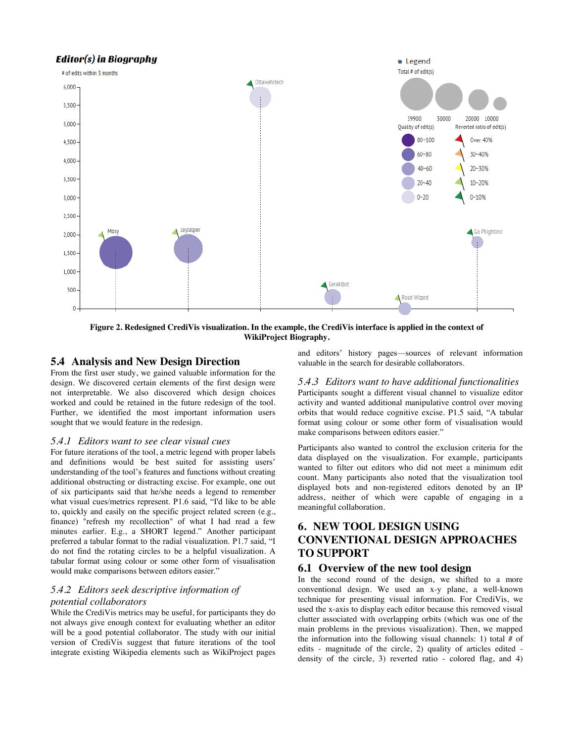Figure 2. Redesigned CrediVis visualization. In the example, the CrediVis interface is applied in the context of WikiProject Biography.

## 5.4 Analysis and New Design Direction

From the first user study, we gained valuable information for the design. We discovered certain elements of the first design were not interpretable. We also discovered which design choices worked and could be retained in the future redesign of the tool. Further, we identified the most important information users sought that we would feature in the redesign.

### 5.4.1 Editors want to see clear visual cues

For future iterations of the tool, a metric legend with proper labels and definitions would be best suited for assisting users' understanding of the tool's features and functions without creating additional obstructing or distracting excise. For example, one out of six participants said that he/she needs a legend to remember what visual cues/metrics represent. P1.6 said, "I'd like to be able to, quickly and easily on the specific project related screen (e.g., finance) "refresh my recollection" of what I had read a few minutes earlier. E.g., a SHORT legend." Another participant preferred a tabular format to the radial visualization. P1.7 said, "I do not find the rotating circles to be a helpful visualization. A tabular format using colour or some other form of visualisation would make comparisons between editors easier."

### 5.4.2 Editors seek descriptive information of potential collaborators

While the CrediVis metrics may be useful, for participants they do not always give enough context for evaluating whether an editor will be a good potential collaborator. The study with our initial version of CrediVis suggest that future iterations of the tool integrate existing Wikipedia elements such as WikiProject pages and editors' history pages—sources of relevant information valuable in the search for desirable collaborators.

### 5.4.3 Editors want to have additional functionalities

Participants sought a different visual channel to visualize editor activity and wanted additional manipulative control over moving orbits that would reduce cognitive excise. P1.5 said, "A tabular format using colour or some other form of visualisation would make comparisons between editors easier."

Participants also wanted to control the exclusion criteria for the data displayed on the visualization. For example, participants wanted to filter out editors who did not meet a minimum edit count. Many participants also noted that the visualization tool displayed bots and non-registered editors denoted by an IP address, neither of which were capable of engaging in a meaningful collaboration.

# 6. NEW TOOL DESIGN USING CONVENTIONAL DESIGN APPROACHES TO SUPPORT

## 6.1 Overview of the new tool design

In the second round of the design, we shifted to a more conventional design. We used an x-y plane, a well-known technique for presenting visual information. For CrediVis, we used the x-axis to display each editor because this removed visual clutter associated with overlapping orbits (which was one of the main problems in the previous visualization). Then, we mapped the information into the following visual channels: 1) total # of edits - magnitude of the circle, 2) quality of articles edited - density of the circle, 3) reverted ratio - colored flag, and 4)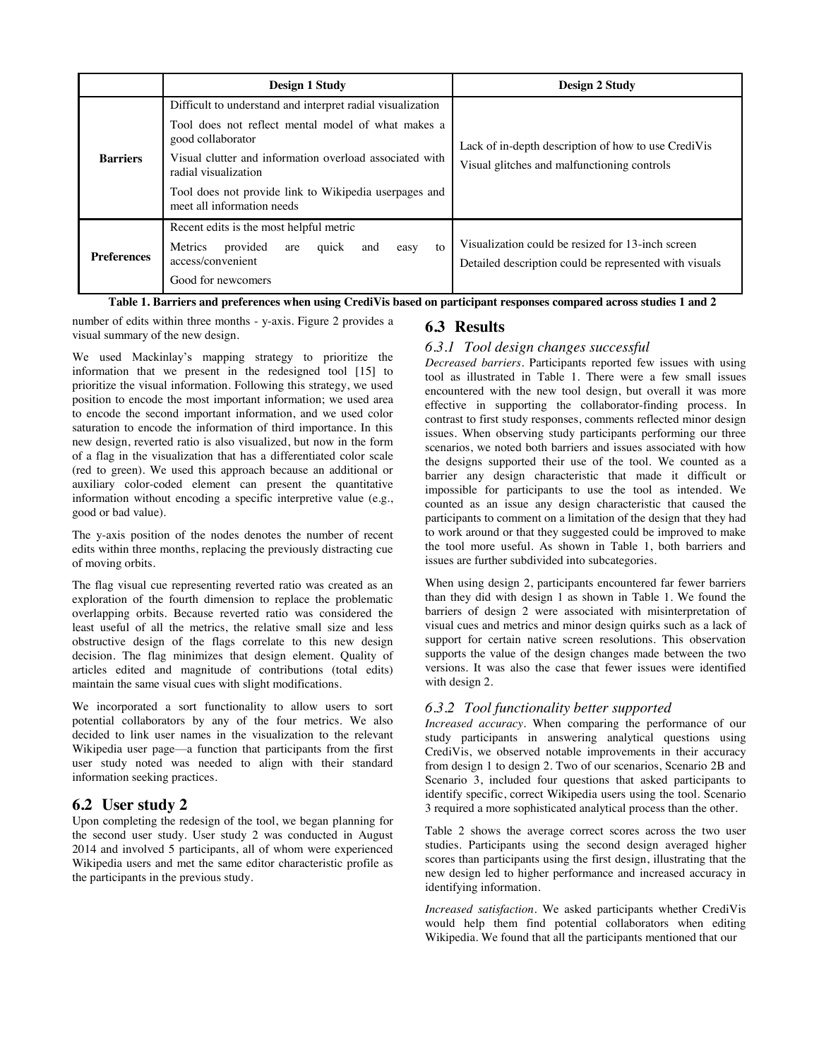| | Design 1 Study | Design 2 Study |
|---|---|---|
| **Barriers** | Difficult to understand and interpret radial visualization<br>Tool does not reflect mental model of what makes a good collaborator<br>Visual clutter and information overload associated with radial visualization<br>Tool does not provide link to Wikipedia userpages and meet all information needs | Lack of in-depth description of how to use CrediVis<br>Visual glitches and malfunctioning controls |
| **Preferences** | Recent edits is the most helpful metric<br>Metrics provided are quick and easy to access/convenient<br>Good for newcomers | Visualization could be resized for 13-inch screen<br>Detailed description could be represented with visuals |

**Table 1. Barriers and preferences when using CrediVis based on participant responses compared across studies 1 and 2**

number of edits within three months - y-axis. Figure 2 provides a visual summary of the new design.

We used Mackinlay's mapping strategy to prioritize the information that we present in the redesigned tool [15] to prioritize the visual information. Following this strategy, we used position to encode the most important information; we used area to encode the second important information, and we used color saturation to encode the information of third importance. In this new design, reverted ratio is also visualized, but now in the form of a flag in the visualization that has a differentiated color scale (red to green). We used this approach because an additional or auxiliary color-coded element can present the quantitative information without encoding a specific interpretive value (e.g., good or bad value).

The y-axis position of the nodes denotes the number of recent edits within three months, replacing the previously distracting cue of moving orbits.

The flag visual cue representing reverted ratio was created as an exploration of the fourth dimension to replace the problematic overlapping orbits. Because reverted ratio was considered the least useful of all the metrics, the relative small size and less obstructive design of the flags correlate to this new design decision. The flag minimizes that design element. Quality of articles edited and magnitude of contributions (total edits) maintain the same visual cues with slight modifications.

We incorporated a sort functionality to allow users to sort potential collaborators by any of the four metrics. We also decided to link user names in the visualization to the relevant Wikipedia user page—a function that participants from the first user study noted was needed to align with their standard information seeking practices.

## 6.2 User study 2

Upon completing the redesign of the tool, we began planning for the second user study. User study 2 was conducted in August 2014 and involved 5 participants, all of whom were experienced Wikipedia users and met the same editor characteristic profile as the participants in the previous study.

## 6.3 Results

### 6.3.1 Tool design changes successful

*Decreased barriers*. Participants reported few issues with using tool as illustrated in Table 1. There were a few small issues encountered with the new tool design, but overall it was more effective in supporting the collaborator-finding process. In contrast to first study responses, comments reflected minor design issues. When observing study participants performing our three scenarios, we noted both barriers and issues associated with how the designs supported their use of the tool. We counted as a barrier any design characteristic that made it difficult or impossible for participants to use the tool as intended. We counted as an issue any design characteristic that caused the participants to comment on a limitation of the design that they had to work around or that they suggested could be improved to make the tool more useful. As shown in Table 1, both barriers and issues are further subdivided into subcategories.

When using design 2, participants encountered far fewer barriers than they did with design 1 as shown in Table 1. We found the barriers of design 2 were associated with misinterpretation of visual cues and metrics and minor design quirks such as a lack of support for certain native screen resolutions. This observation supports the value of the design changes made between the two versions. It was also the case that fewer issues were identified with design 2.

### 6.3.2 Tool functionality better supported

*Increased accuracy*. When comparing the performance of our study participants in answering analytical questions using CrediVis, we observed notable improvements in their accuracy from design 1 to design 2. Two of our scenarios, Scenario 2B and Scenario 3, included four questions that asked participants to identify specific, correct Wikipedia users using the tool. Scenario 3 required a more sophisticated analytical process than the other.

Table 2 shows the average correct scores across the two user studies. Participants using the second design averaged higher scores than participants using the first design, illustrating that the new design led to higher performance and increased accuracy in identifying information.

*Increased satisfaction*. We asked participants whether CrediVis would help them find potential collaborators when editing Wikipedia. We found that all the participants mentioned that our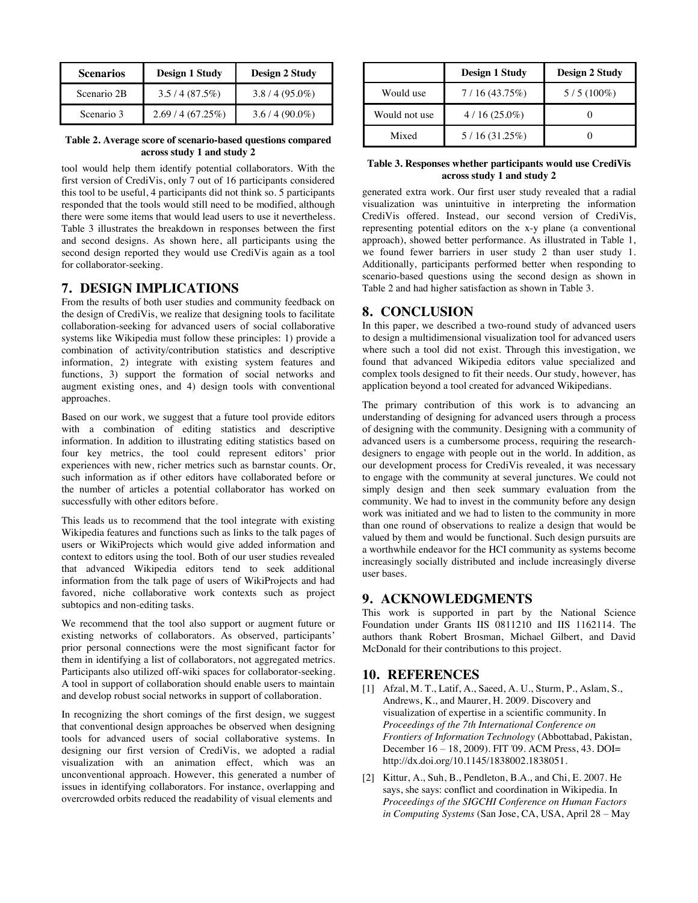| Scenarios | Design 1 Study | Design 2 Study |
|---|---|---|
| Scenario 2B | 3.5 / 4 (87.5%) | 3.8 / 4 (95.0%) |
| Scenario 3 | 2.69 / 4 (67.25%) | 3.6 / 4 (90.0%) |

**Table 2. Average score of scenario-based questions compared across study 1 and study 2**

tool would help them identify potential collaborators. With the first version of CrediVis, only 7 out of 16 participants considered this tool to be useful, 4 participants did not think so. 5 participants responded that the tools would still need to be modified, although there were some items that would lead users to use it nevertheless. Table 3 illustrates the breakdown in responses between the first and second designs. As shown here, all participants using the second design reported they would use CrediVis again as a tool for collaborator-seeking.

## 7. DESIGN IMPLICATIONS

From the results of both user studies and community feedback on the design of CrediVis, we realize that designing tools to facilitate collaboration-seeking for advanced users of social collaborative systems like Wikipedia must follow these principles: 1) provide a combination of activity/contribution statistics and descriptive information, 2) integrate with existing system features and functions, 3) support the formation of social networks and augment existing ones, and 4) design tools with conventional approaches.

Based on our work, we suggest that a future tool provide editors with a combination of editing statistics and descriptive information. In addition to illustrating editing statistics based on four key metrics, the tool could represent editors' prior experiences with new, richer metrics such as barnstar counts. Or, such information as if other editors have collaborated before or the number of articles a potential collaborator has worked on successfully with other editors before.

This leads us to recommend that the tool integrate with existing Wikipedia features and functions such as links to the talk pages of users or WikiProjects which would give added information and context to editors using the tool. Both of our user studies revealed that advanced Wikipedia editors tend to seek additional information from the talk page of users of WikiProjects and had favored, niche collaborative work contexts such as project subtopics and non-editing tasks.

We recommend that the tool also support or augment future or existing networks of collaborators. As observed, participants' prior personal connections were the most significant factor for them in identifying a list of collaborators, not aggregated metrics. Participants also utilized off-wiki spaces for collaborator-seeking. A tool in support of collaboration should enable users to maintain and develop robust social networks in support of collaboration.

In recognizing the short comings of the first design, we suggest that conventional design approaches be observed when designing tools for advanced users of social collaborative systems. In designing our first version of CrediVis, we adopted a radial visualization with an animation effect, which was an unconventional approach. However, this generated a number of issues in identifying collaborators. For instance, overlapping and overcrowded orbits reduced the readability of visual elements and generated extra work. Our first user study revealed that a radial visualization was unintuitive in interpreting the information CrediVis offered. Instead, our second version of CrediVis, representing potential editors on the x-y plane (a conventional approach), showed better performance. As illustrated in Table 1, we found fewer barriers in user study 2 than user study 1. Additionally, participants performed better when responding to scenario-based questions using the second design as shown in Table 2 and had higher satisfaction as shown in Table 3.

| | Design 1 Study | Design 2 Study |
|---|---|---|
| Would use | 7 / 16 (43.75%) | 5 / 5 (100%) |
| Would not use | 4 / 16 (25.0%) | 0 |
| Mixed | 5 / 16 (31.25%) | 0 |

**Table 3. Responses whether participants would use CrediVis across study 1 and study 2**

## 8. CONCLUSION

In this paper, we described a two-round study of advanced users to design a multidimensional visualization tool for advanced users where such a tool did not exist. Through this investigation, we found that advanced Wikipedia editors value specialized and complex tools designed to fit their needs. Our study, however, has application beyond a tool created for advanced Wikipedians.

The primary contribution of this work is to advancing an understanding of designing for advanced users through a process of designing with the community. Designing with a community of advanced users is a cumbersome process, requiring the research-designers to engage with people out in the world. In addition, as our development process for CrediVis revealed, it was necessary to engage with the community at several junctures. We could not simply design and then seek summary evaluation from the community. We had to invest in the community before any design work was initiated and we had to listen to the community in more than one round of observations to realize a design that would be valued by them and would be functional. Such design pursuits are a worthwhile endeavor for the HCI community as systems become increasingly socially distributed and include increasingly diverse user bases.

## 9. ACKNOWLEDGMENTS

This work is supported in part by the National Science Foundation under Grants IIS 0811210 and IIS 1162114. The authors thank Robert Brosman, Michael Gilbert, and David McDonald for their contributions to this project.

## 10. REFERENCES

[1] Afzal, M. T., Latif, A., Saeed, A. U., Sturm, P., Aslam, S., Andrews, K., and Maurer, H. 2009. Discovery and visualization of expertise in a scientific community. In *Proceedings of the 7th International Conference on Frontiers of Information Technology* (Abbottabad, Pakistan, December 16 – 18, 2009). FIT '09. ACM Press, 43. DOI= http://dx.doi.org/10.1145/1838002.1838051.

[2] Kittur, A., Suh, B., Pendleton, B.A., and Chi, E. 2007. He says, she says: conflict and coordination in Wikipedia. In *Proceedings of the SIGCHI Conference on Human Factors in Computing Systems* (San Jose, CA, USA, April 28 – May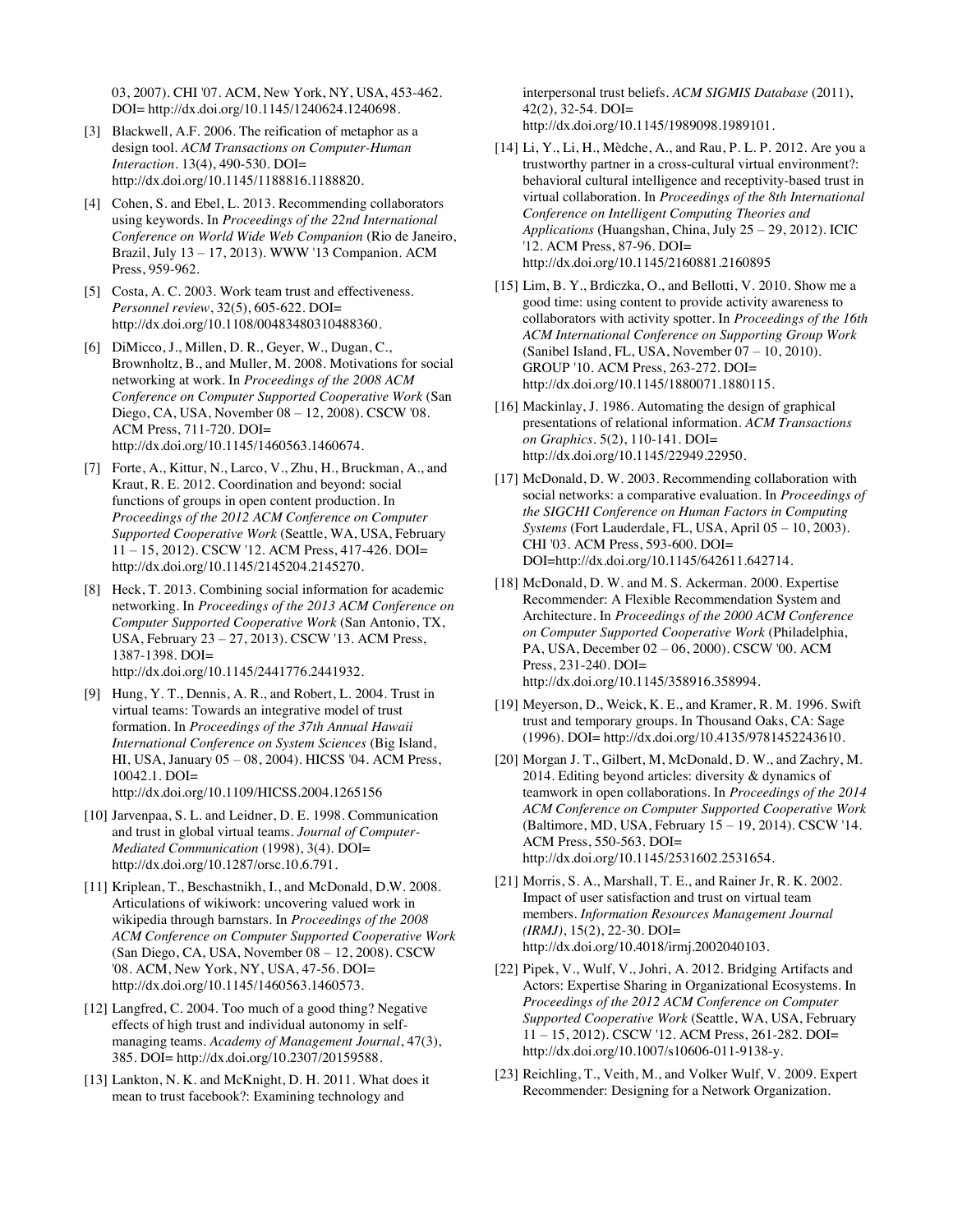03, 2007). CHI '07. ACM, New York, NY, USA, 453-462. DOI= http://dx.doi.org/10.1145/1240624.1240698.

[3] Blackwell, A.F. 2006. The reification of metaphor as a design tool. *ACM Transactions on Computer-Human Interaction*. 13(4), 490-530. DOI= http://dx.doi.org/10.1145/1188816.1188820.

[4] Cohen, S. and Ebel, L. 2013. Recommending collaborators using keywords. In *Proceedings of the 22nd International Conference on World Wide Web Companion* (Rio de Janeiro, Brazil, July 13 – 17, 2013). WWW '13 Companion. ACM Press, 959-962.

[5] Costa, A. C. 2003. Work team trust and effectiveness. *Personnel review*, 32(5), 605-622. DOI= http://dx.doi.org/10.1108/00483480310488360.

[6] DiMicco, J., Millen, D. R., Geyer, W., Dugan, C., Brownholtz, B., and Muller, M. 2008. Motivations for social networking at work. In *Proceedings of the 2008 ACM Conference on Computer Supported Cooperative Work* (San Diego, CA, USA, November 08 – 12, 2008). CSCW '08. ACM Press, 711-720. DOI= http://dx.doi.org/10.1145/1460563.1460674.

[7] Forte, A., Kittur, N., Larco, V., Zhu, H., Bruckman, A., and Kraut, R. E. 2012. Coordination and beyond: social functions of groups in open content production. In *Proceedings of the 2012 ACM Conference on Computer Supported Cooperative Work* (Seattle, WA, USA, February 11 – 15, 2012). CSCW '12. ACM Press, 417-426. DOI= http://dx.doi.org/10.1145/2145204.2145270.

[8] Heck, T. 2013. Combining social information for academic networking. In *Proceedings of the 2013 ACM Conference on Computer Supported Cooperative Work* (San Antonio, TX, USA, February 23 – 27, 2013). CSCW '13. ACM Press, 1387-1398. DOI= http://dx.doi.org/10.1145/2441776.2441932.

[9] Hung, Y. T., Dennis, A. R., and Robert, L. 2004. Trust in virtual teams: Towards an integrative model of trust formation. In *Proceedings of the 37th Annual Hawaii International Conference on System Sciences* (Big Island, HI, USA, January 05 – 08, 2004). HICSS '04. ACM Press, 10042.1. DOI= http://dx.doi.org/10.1109/HICSS.2004.1265156

[10] Jarvenpaa, S. L. and Leidner, D. E. 1998. Communication and trust in global virtual teams. *Journal of Computer-Mediated Communication* (1998), 3(4). DOI= http://dx.doi.org/10.1287/orsc.10.6.791.

[11] Kriplean, T., Beschastnikh, I., and McDonald, D.W. 2008. Articulations of wikiwork: uncovering valued work in wikipedia through barnstars. In *Proceedings of the 2008 ACM Conference on Computer Supported Cooperative Work* (San Diego, CA, USA, November 08 – 12, 2008). CSCW '08. ACM, New York, NY, USA, 47-56. DOI= http://dx.doi.org/10.1145/1460563.1460573.

[12] Langfred, C. 2004. Too much of a good thing? Negative effects of high trust and individual autonomy in self-managing teams. *Academy of Management Journal*, 47(3), 385. DOI= http://dx.doi.org/10.2307/20159588.

[13] Lankton, N. K. and McKnight, D. H. 2011. What does it mean to trust facebook?: Examining technology and interpersonal trust beliefs. *ACM SIGMIS Database* (2011), 42(2), 32-54. DOI= http://dx.doi.org/10.1145/1989098.1989101.

[14] Li, Y., Li, H., Mèdche, A., and Rau, P. L. P. 2012. Are you a trustworthy partner in a cross-cultural virtual environment?: behavioral cultural intelligence and receptivity-based trust in virtual collaboration. In *Proceedings of the 8th International Conference on Intelligent Computing Theories and Applications* (Huangshan, China, July 25 – 29, 2012). ICIC '12. ACM Press, 87-96. DOI= http://dx.doi.org/10.1145/2160881.2160895

[15] Lim, B. Y., Brdiczka, O., and Bellotti, V. 2010. Show me a good time: using content to provide activity awareness to collaborators with activity spotter. In *Proceedings of the 16th ACM International Conference on Supporting Group Work* (Sanibel Island, FL, USA, November 07 – 10, 2010). GROUP '10. ACM Press, 263-272. DOI= http://dx.doi.org/10.1145/1880071.1880115.

[16] Mackinlay, J. 1986. Automating the design of graphical presentations of relational information. *ACM Transactions on Graphics*. 5(2), 110-141. DOI= http://dx.doi.org/10.1145/22949.22950.

[17] McDonald, D. W. 2003. Recommending collaboration with social networks: a comparative evaluation. In *Proceedings of the SIGCHI Conference on Human Factors in Computing Systems* (Fort Lauderdale, FL, USA, April 05 – 10, 2003). CHI '03. ACM Press, 593-600. DOI= DOI=http://dx.doi.org/10.1145/642611.642714.

[18] McDonald, D. W. and M. S. Ackerman. 2000. Expertise Recommender: A Flexible Recommendation System and Architecture. In *Proceedings of the 2000 ACM Conference on Computer Supported Cooperative Work* (Philadelphia, PA, USA, December 02 – 06, 2000). CSCW '00. ACM Press, 231-240. DOI= http://dx.doi.org/10.1145/358916.358994.

[19] Meyerson, D., Weick, K. E., and Kramer, R. M. 1996. Swift trust and temporary groups. In Thousand Oaks, CA: Sage (1996). DOI= http://dx.doi.org/10.4135/9781452243610.

[20] Morgan J. T., Gilbert, M, McDonald, D. W., and Zachry, M. 2014. Editing beyond articles: diversity & dynamics of teamwork in open collaborations. In *Proceedings of the 2014 ACM Conference on Computer Supported Cooperative Work* (Baltimore, MD, USA, February 15 – 19, 2014). CSCW '14. ACM Press, 550-563. DOI= http://dx.doi.org/10.1145/2531602.2531654.

[21] Morris, S. A., Marshall, T. E., and Rainer Jr, R. K. 2002. Impact of user satisfaction and trust on virtual team members. *Information Resources Management Journal (IRMJ)*, 15(2), 22-30. DOI= http://dx.doi.org/10.4018/irmj.2002040103.

[22] Pipek, V., Wulf, V., Johri, A. 2012. Bridging Artifacts and Actors: Expertise Sharing in Organizational Ecosystems. In *Proceedings of the 2012 ACM Conference on Computer Supported Cooperative Work* (Seattle, WA, USA, February 11 – 15, 2012). CSCW '12. ACM Press, 261-282. DOI= http://dx.doi.org/10.1007/s10606-011-9138-y.

[23] Reichling, T., Veith, M., and Volker Wulf, V. 2009. Expert Recommender: Designing for a Network Organization.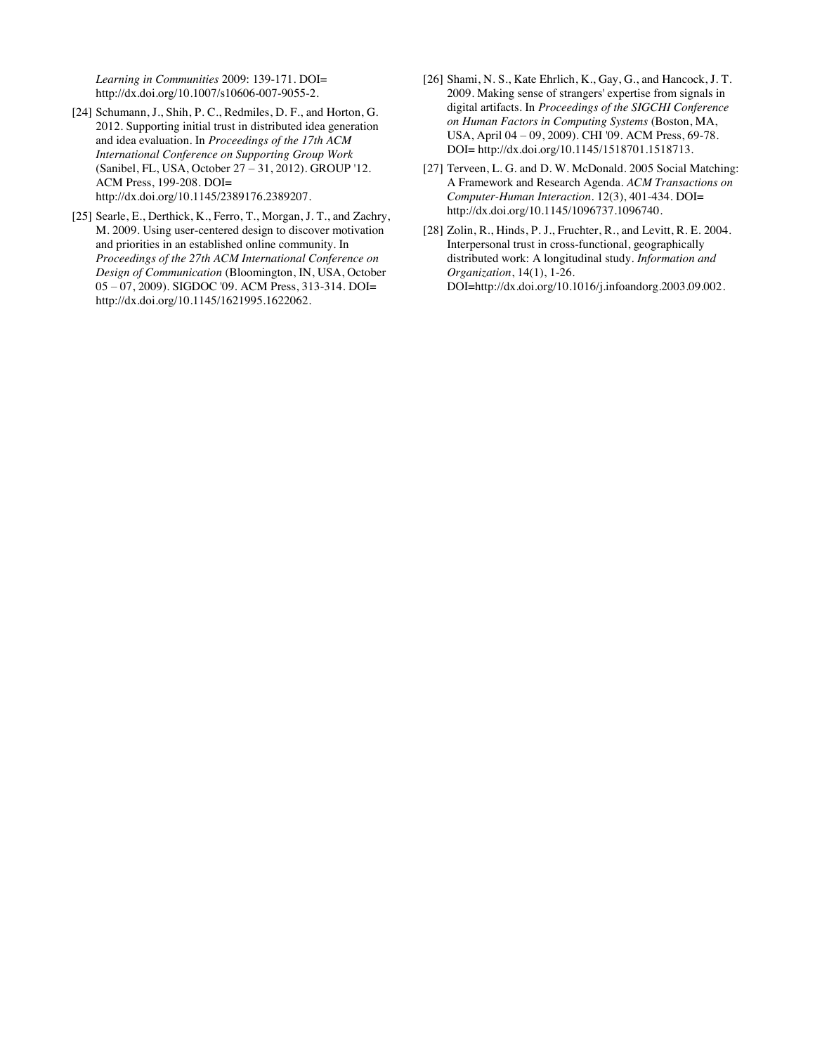*Learning in Communities* 2009: 139-171. DOI= http://dx.doi.org/10.1007/s10606-007-9055-2.

[24] Schumann, J., Shih, P. C., Redmiles, D. F., and Horton, G. 2012. Supporting initial trust in distributed idea generation and idea evaluation. In *Proceedings of the 17th ACM International Conference on Supporting Group Work* (Sanibel, FL, USA, October 27 – 31, 2012). GROUP '12. ACM Press, 199-208. DOI= http://dx.doi.org/10.1145/2389176.2389207.

[25] Searle, E., Derthick, K., Ferro, T., Morgan, J. T., and Zachry, M. 2009. Using user-centered design to discover motivation and priorities in an established online community. In *Proceedings of the 27th ACM International Conference on Design of Communication* (Bloomington, IN, USA, October 05 – 07, 2009). SIGDOC '09. ACM Press, 313-314. DOI= http://dx.doi.org/10.1145/1621995.1622062.

[26] Shami, N. S., Kate Ehrlich, K., Gay, G., and Hancock, J. T. 2009. Making sense of strangers' expertise from signals in digital artifacts. In *Proceedings of the SIGCHI Conference on Human Factors in Computing Systems* (Boston, MA, USA, April 04 – 09, 2009). CHI '09. ACM Press, 69-78. DOI= http://dx.doi.org/10.1145/1518701.1518713.

[27] Terveen, L. G. and D. W. McDonald. 2005 Social Matching: A Framework and Research Agenda. *ACM Transactions on Computer-Human Interaction*. 12(3), 401-434. DOI= http://dx.doi.org/10.1145/1096737.1096740.

[28] Zolin, R., Hinds, P. J., Fruchter, R., and Levitt, R. E. 2004. Interpersonal trust in cross-functional, geographically distributed work: A longitudinal study. *Information and Organization*, 14(1), 1-26. DOI=http://dx.doi.org/10.1016/j.infoandorg.2003.09.002.